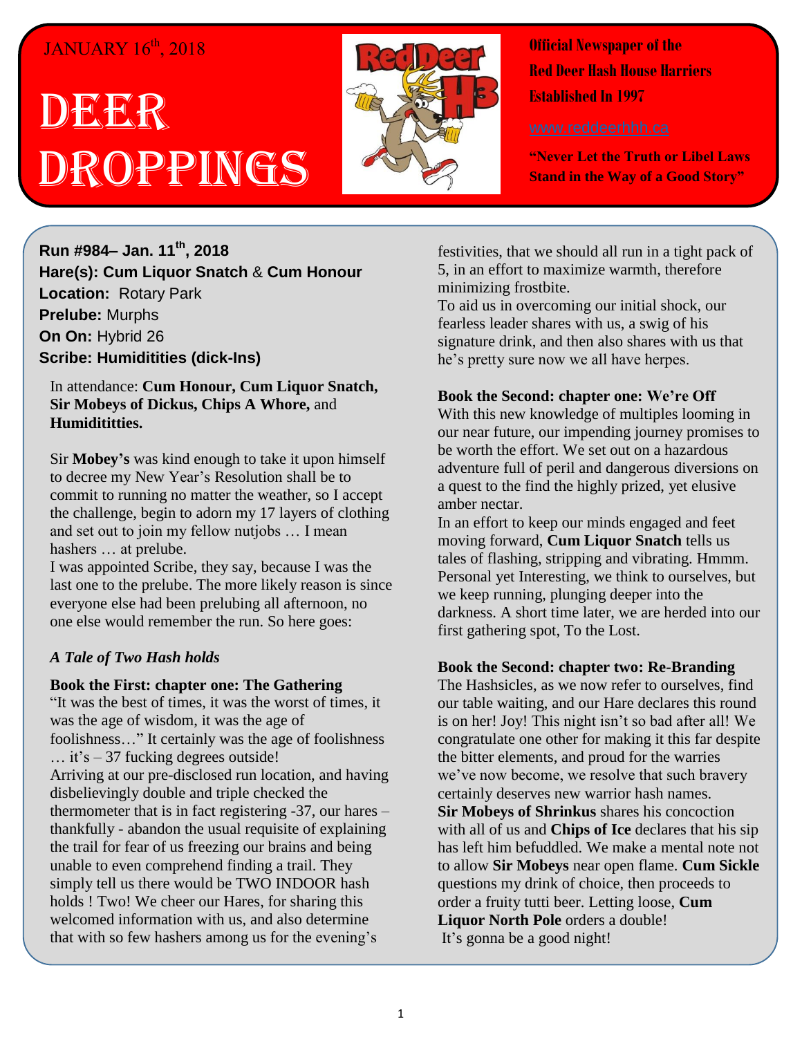JANUARY 16th, 2018

# DEER DROPPINGS

**Official Newspaper of the Red Deer Hash House Harriers Established In 1997**

www.reddeerhhh.ca

**"Never Let the Truth or Libel Laws Stand in the Way of a Good Story"**

**Run #984– Jan. 11th, 2018**
**Hare(s): Cum Liquor Snatch** & **Cum Honour**
**Location:** Rotary Park
**Prelube:** Murphs
**On On:** Hybrid 26
**Scribe: Humiditities (dick-Ins)**

In attendance: **Cum Honour, Cum Liquor Snatch, Sir Mobeys of Dickus, Chips A Whore,** and **Humidititties.**

Sir **Mobey's** was kind enough to take it upon himself to decree my New Year's Resolution shall be to commit to running no matter the weather, so I accept the challenge, begin to adorn my 17 layers of clothing and set out to join my fellow nutjobs … I mean hashers … at prelube.

I was appointed Scribe, they say, because I was the last one to the prelube. The more likely reason is since everyone else had been prelubing all afternoon, no one else would remember the run. So here goes:

*A Tale of Two Hash holds*

**Book the First: chapter one: The Gathering**

"It was the best of times, it was the worst of times, it was the age of wisdom, it was the age of foolishness…" It certainly was the age of foolishness … it's – 37 fucking degrees outside!

Arriving at our pre-disclosed run location, and having disbelievingly double and triple checked the thermometer that is in fact registering -37, our hares – thankfully - abandon the usual requisite of explaining the trail for fear of us freezing our brains and being unable to even comprehend finding a trail. They simply tell us there would be TWO INDOOR hash holds ! Two! We cheer our Hares, for sharing this welcomed information with us, and also determine that with so few hashers among us for the evening's festivities, that we should all run in a tight pack of 5, in an effort to maximize warmth, therefore minimizing frostbite.

To aid us in overcoming our initial shock, our fearless leader shares with us, a swig of his signature drink, and then also shares with us that he's pretty sure now we all have herpes.

**Book the Second: chapter one: We're Off**

With this new knowledge of multiples looming in our near future, our impending journey promises to be worth the effort. We set out on a hazardous adventure full of peril and dangerous diversions on a quest to the find the highly prized, yet elusive amber nectar.

In an effort to keep our minds engaged and feet moving forward, **Cum Liquor Snatch** tells us tales of flashing, stripping and vibrating. Hmmm. Personal yet Interesting, we think to ourselves, but we keep running, plunging deeper into the darkness. A short time later, we are herded into our first gathering spot, To the Lost.

**Book the Second: chapter two: Re-Branding**

The Hashsicles, as we now refer to ourselves, find our table waiting, and our Hare declares this round is on her! Joy! This night isn't so bad after all! We congratulate one other for making it this far despite the bitter elements, and proud for the warries we've now become, we resolve that such bravery certainly deserves new warrior hash names.

**Sir Mobeys of Shrinkus** shares his concoction with all of us and **Chips of Ice** declares that his sip has left him befuddled. We make a mental note not to allow **Sir Mobeys** near open flame. **Cum Sickle** questions my drink of choice, then proceeds to order a fruity tutti beer. Letting loose, **Cum Liquor North Pole** orders a double!

It's gonna be a good night!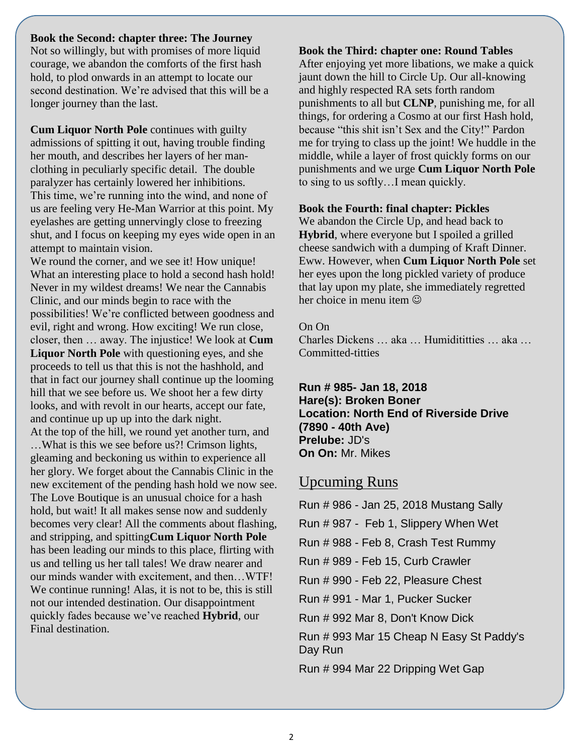**Book the Second: chapter three: The Journey**

Not so willingly, but with promises of more liquid courage, we abandon the comforts of the first hash hold, to plod onwards in an attempt to locate our second destination. We're advised that this will be a longer journey than the last.

**Cum Liquor North Pole** continues with guilty admissions of spitting it out, having trouble finding her mouth, and describes her layers of her man-clothing in peculiarly specific detail. The double paralyzer has certainly lowered her inhibitions. This time, we're running into the wind, and none of us are feeling very He-Man Warrior at this point. My eyelashes are getting unnervingly close to freezing shut, and I focus on keeping my eyes wide open in an attempt to maintain vision.

We round the corner, and we see it! How unique! What an interesting place to hold a second hash hold! Never in my wildest dreams! We near the Cannabis Clinic, and our minds begin to race with the possibilities! We're conflicted between goodness and evil, right and wrong. How exciting! We run close, closer, then … away. The injustice! We look at **Cum Liquor North Pole** with questioning eyes, and she proceeds to tell us that this is not the hashhold, and that in fact our journey shall continue up the looming hill that we see before us. We shoot her a few dirty looks, and with revolt in our hearts, accept our fate, and continue up up up into the dark night.

At the top of the hill, we round yet another turn, and …What is this we see before us?! Crimson lights, gleaming and beckoning us within to experience all her glory. We forget about the Cannabis Clinic in the new excitement of the pending hash hold we now see. The Love Boutique is an unusual choice for a hash hold, but wait! It all makes sense now and suddenly becomes very clear! All the comments about flashing, and stripping, and spitting**Cum Liquor North Pole** has been leading our minds to this place, flirting with us and telling us her tall tales! We draw nearer and our minds wander with excitement, and then…WTF! We continue running! Alas, it is not to be, this is still not our intended destination. Our disappointment quickly fades because we've reached **Hybrid**, our Final destination.

**Book the Third: chapter one: Round Tables**

After enjoying yet more libations, we make a quick jaunt down the hill to Circle Up. Our all-knowing and highly respected RA sets forth random punishments to all but **CLNP**, punishing me, for all things, for ordering a Cosmo at our first Hash hold, because "this shit isn't Sex and the City!" Pardon me for trying to class up the joint! We huddle in the middle, while a layer of frost quickly forms on our punishments and we urge **Cum Liquor North Pole** to sing to us softly…I mean quickly.

**Book the Fourth: final chapter: Pickles**

We abandon the Circle Up, and head back to **Hybrid**, where everyone but I spoiled a grilled cheese sandwich with a dumping of Kraft Dinner. Eww. However, when **Cum Liquor North Pole** set her eyes upon the long pickled variety of produce that lay upon my plate, she immediately regretted her choice in menu item ☺

On On

Charles Dickens … aka … Humidititties … aka … Committed-titties

**Run # 985- Jan 18, 2018**
**Hare(s): Broken Boner**
**Location: North End of Riverside Drive (7890 - 40th Ave)**
**Prelube:** JD's
**On On:** Mr. Mikes

## Upcuming Runs

Run # 986 - Jan 25, 2018 Mustang Sally

Run # 987 - Feb 1, Slippery When Wet

Run # 988 - Feb 8, Crash Test Rummy

Run # 989 - Feb 15, Curb Crawler

Run # 990 - Feb 22, Pleasure Chest

Run # 991 - Mar 1, Pucker Sucker

Run # 992 Mar 8, Don't Know Dick

Run # 993 Mar 15 Cheap N Easy St Paddy's Day Run

Run # 994 Mar 22 Dripping Wet Gap